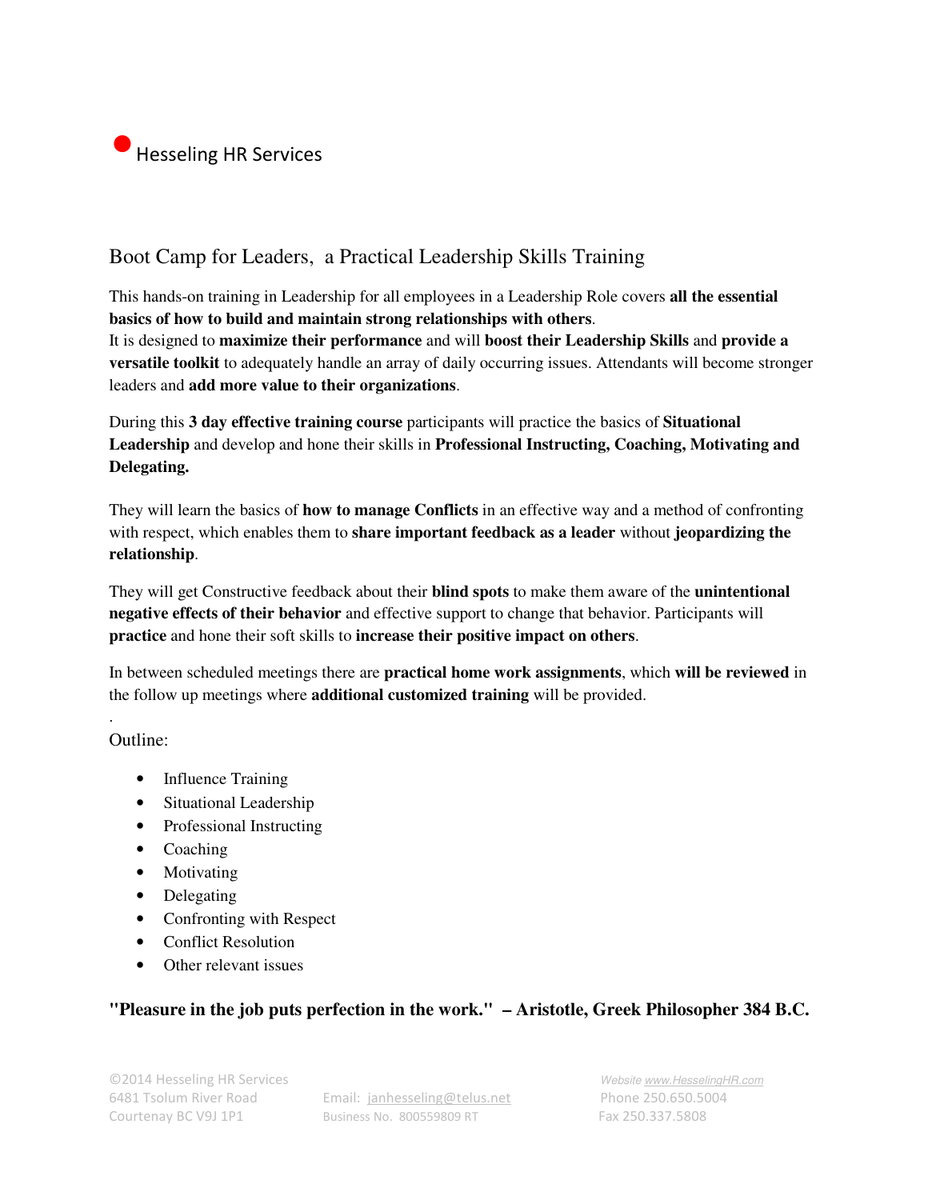Hesseling HR Services

# Boot Camp for Leaders, a Practical Leadership Skills Training

This hands-on training in Leadership for all employees in a Leadership Role covers **all the essential basics of how to build and maintain strong relationships with others**.
It is designed to **maximize their performance** and will **boost their Leadership Skills** and **provide a versatile toolkit** to adequately handle an array of daily occurring issues. Attendants will become stronger leaders and **add more value to their organizations**.

During this **3 day effective training course** participants will practice the basics of **Situational Leadership** and develop and hone their skills in **Professional Instructing, Coaching, Motivating and Delegating.**

They will learn the basics of **how to manage Conflicts** in an effective way and a method of confronting with respect, which enables them to **share important feedback as a leader** without **jeopardizing the relationship**.

They will get Constructive feedback about their **blind spots** to make them aware of the **unintentional negative effects of their behavior** and effective support to change that behavior. Participants will **practice** and hone their soft skills to **increase their positive impact on others**.

In between scheduled meetings there are **practical home work assignments**, which **will be reviewed** in the follow up meetings where **additional customized training** will be provided.

.

Outline:

- Influence Training
- Situational Leadership
- Professional Instructing
- Coaching
- Motivating
- Delegating
- Confronting with Respect
- Conflict Resolution
- Other relevant issues

**"Pleasure in the job puts perfection in the work." – Aristotle, Greek Philosopher 384 B.C.**

©2014 Hesseling HR Services
6481 Tsolum River Road
Courtenay BC V9J 1P1

Email: janhesseling@telus.net
Business No. 800559809 RT

Website www.HesselingHR.com
Phone 250.650.5004
Fax 250.337.5808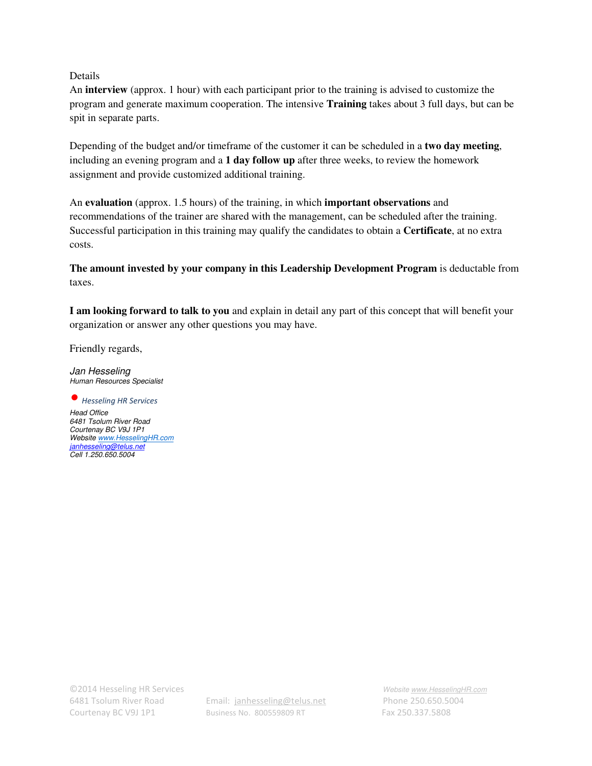Details

An **interview** (approx. 1 hour) with each participant prior to the training is advised to customize the program and generate maximum cooperation. The intensive **Training** takes about 3 full days, but can be spit in separate parts.

Depending of the budget and/or timeframe of the customer it can be scheduled in a **two day meeting**, including an evening program and a **1 day follow up** after three weeks, to review the homework assignment and provide customized additional training.

An **evaluation** (approx. 1.5 hours) of the training, in which **important observations** and recommendations of the trainer are shared with the management, can be scheduled after the training. Successful participation in this training may qualify the candidates to obtain a **Certificate**, at no extra costs.

**The amount invested by your company in this Leadership Development Program** is deductable from taxes.

**I am looking forward to talk to you** and explain in detail any part of this concept that will benefit your organization or answer any other questions you may have.

Friendly regards,

*Jan Hesseling*
*Human Resources Specialist*

*Hesseling HR Services*

*Head Office*
*6481 Tsolum River Road*
*Courtenay BC V9J 1P1*
*Website www.HesselingHR.com*
*janhesseling@telus.net*
*Cell 1.250.650.5004*

©2014 Hesseling HR Services
6481 Tsolum River Road
Courtenay BC V9J 1P1

Email: janhesseling@telus.net
Business No. 800559809 RT

Website www.HesselingHR.com
Phone 250.650.5004
Fax 250.337.5808